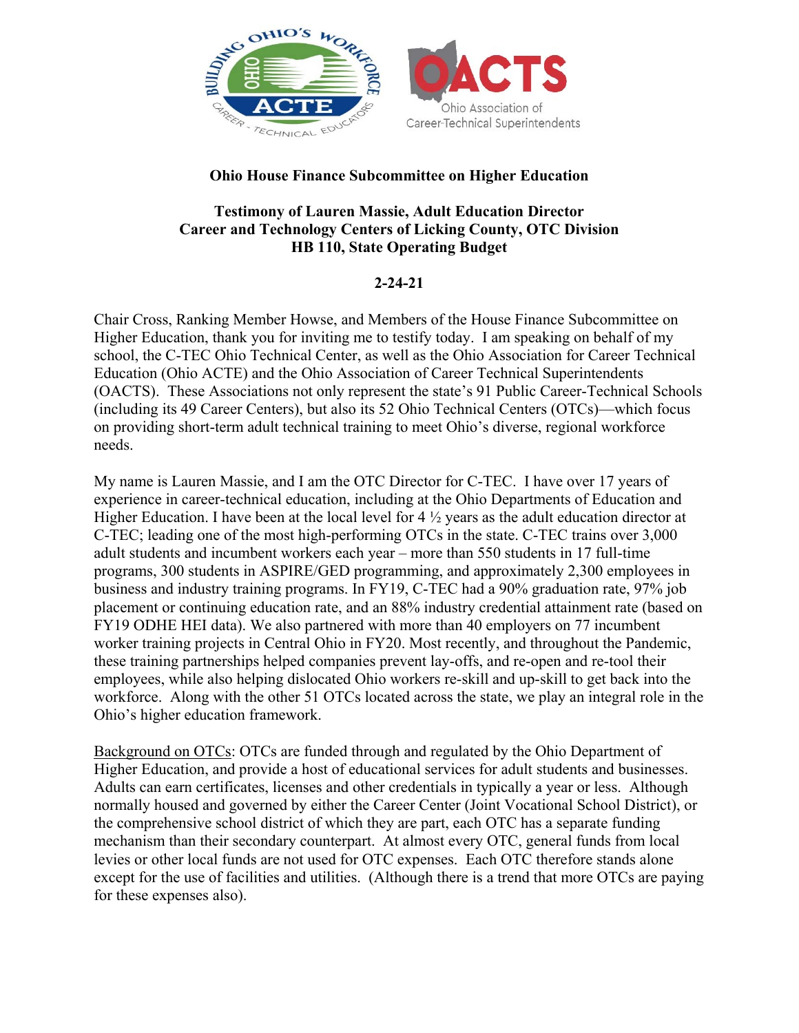**Ohio House Finance Subcommittee on Higher Education**

**Testimony of Lauren Massie, Adult Education Director**
**Career and Technology Centers of Licking County, OTC Division**
**HB 110, State Operating Budget**

**2-24-21**

Chair Cross, Ranking Member Howse, and Members of the House Finance Subcommittee on Higher Education, thank you for inviting me to testify today. I am speaking on behalf of my school, the C-TEC Ohio Technical Center, as well as the Ohio Association for Career Technical Education (Ohio ACTE) and the Ohio Association of Career Technical Superintendents (OACTS). These Associations not only represent the state's 91 Public Career-Technical Schools (including its 49 Career Centers), but also its 52 Ohio Technical Centers (OTCs)—which focus on providing short-term adult technical training to meet Ohio's diverse, regional workforce needs.

My name is Lauren Massie, and I am the OTC Director for C-TEC. I have over 17 years of experience in career-technical education, including at the Ohio Departments of Education and Higher Education. I have been at the local level for 4 ½ years as the adult education director at C-TEC; leading one of the most high-performing OTCs in the state. C-TEC trains over 3,000 adult students and incumbent workers each year – more than 550 students in 17 full-time programs, 300 students in ASPIRE/GED programming, and approximately 2,300 employees in business and industry training programs. In FY19, C-TEC had a 90% graduation rate, 97% job placement or continuing education rate, and an 88% industry credential attainment rate (based on FY19 ODHE HEI data). We also partnered with more than 40 employers on 77 incumbent worker training projects in Central Ohio in FY20. Most recently, and throughout the Pandemic, these training partnerships helped companies prevent lay-offs, and re-open and re-tool their employees, while also helping dislocated Ohio workers re-skill and up-skill to get back into the workforce. Along with the other 51 OTCs located across the state, we play an integral role in the Ohio's higher education framework.

<u>Background on OTCs</u>: OTCs are funded through and regulated by the Ohio Department of Higher Education, and provide a host of educational services for adult students and businesses. Adults can earn certificates, licenses and other credentials in typically a year or less. Although normally housed and governed by either the Career Center (Joint Vocational School District), or the comprehensive school district of which they are part, each OTC has a separate funding mechanism than their secondary counterpart. At almost every OTC, general funds from local levies or other local funds are not used for OTC expenses. Each OTC therefore stands alone except for the use of facilities and utilities. (Although there is a trend that more OTCs are paying for these expenses also).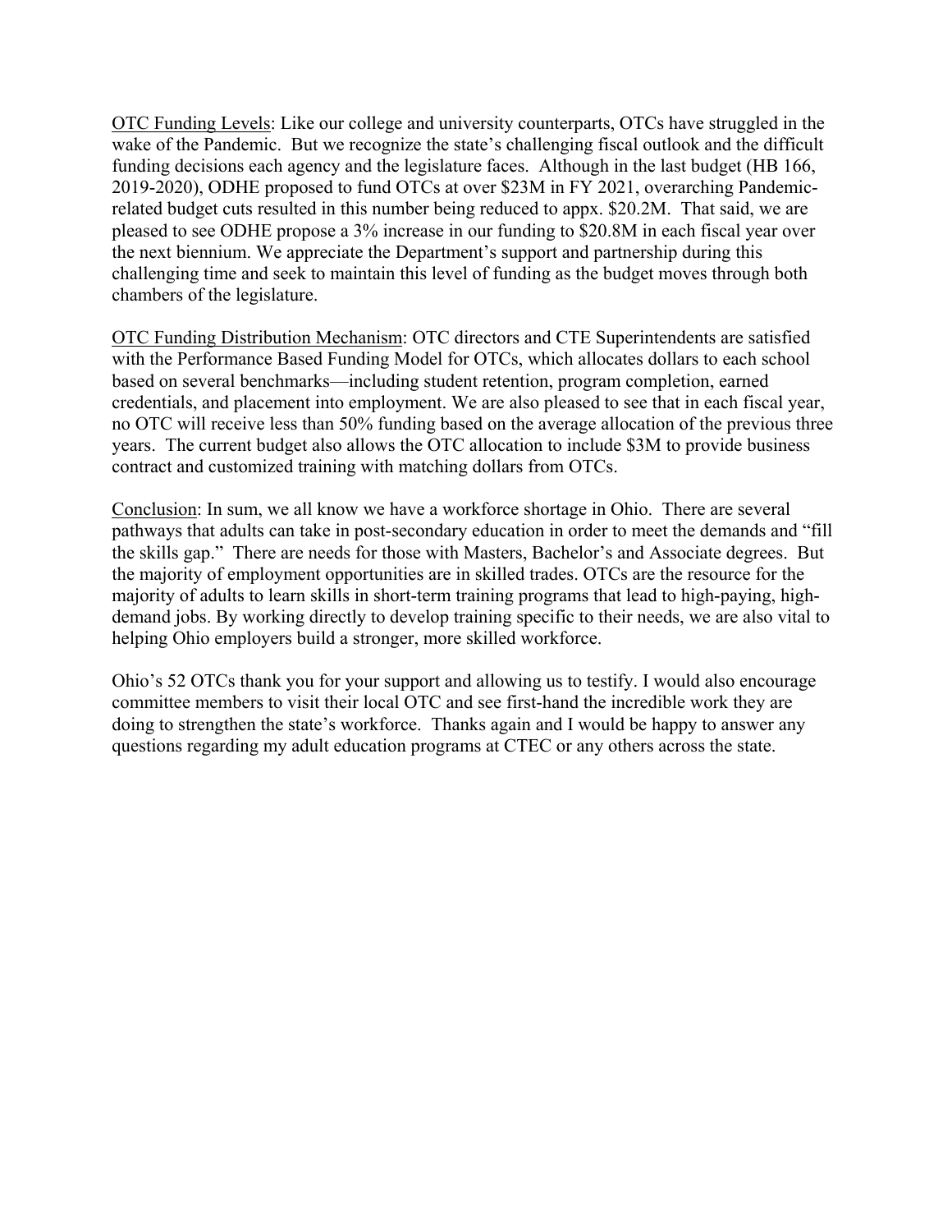<u>OTC Funding Levels</u>: Like our college and university counterparts, OTCs have struggled in the wake of the Pandemic. But we recognize the state's challenging fiscal outlook and the difficult funding decisions each agency and the legislature faces. Although in the last budget (HB 166, 2019-2020), ODHE proposed to fund OTCs at over $23M in FY 2021, overarching Pandemic-related budget cuts resulted in this number being reduced to appx. $20.2M. That said, we are pleased to see ODHE propose a 3% increase in our funding to $20.8M in each fiscal year over the next biennium. We appreciate the Department's support and partnership during this challenging time and seek to maintain this level of funding as the budget moves through both chambers of the legislature.

<u>OTC Funding Distribution Mechanism</u>: OTC directors and CTE Superintendents are satisfied with the Performance Based Funding Model for OTCs, which allocates dollars to each school based on several benchmarks—including student retention, program completion, earned credentials, and placement into employment. We are also pleased to see that in each fiscal year, no OTC will receive less than 50% funding based on the average allocation of the previous three years. The current budget also allows the OTC allocation to include $3M to provide business contract and customized training with matching dollars from OTCs.

<u>Conclusion</u>: In sum, we all know we have a workforce shortage in Ohio. There are several pathways that adults can take in post-secondary education in order to meet the demands and "fill the skills gap." There are needs for those with Masters, Bachelor's and Associate degrees. But the majority of employment opportunities are in skilled trades. OTCs are the resource for the majority of adults to learn skills in short-term training programs that lead to high-paying, high-demand jobs. By working directly to develop training specific to their needs, we are also vital to helping Ohio employers build a stronger, more skilled workforce.

Ohio's 52 OTCs thank you for your support and allowing us to testify. I would also encourage committee members to visit their local OTC and see first-hand the incredible work they are doing to strengthen the state's workforce. Thanks again and I would be happy to answer any questions regarding my adult education programs at CTEC or any others across the state.